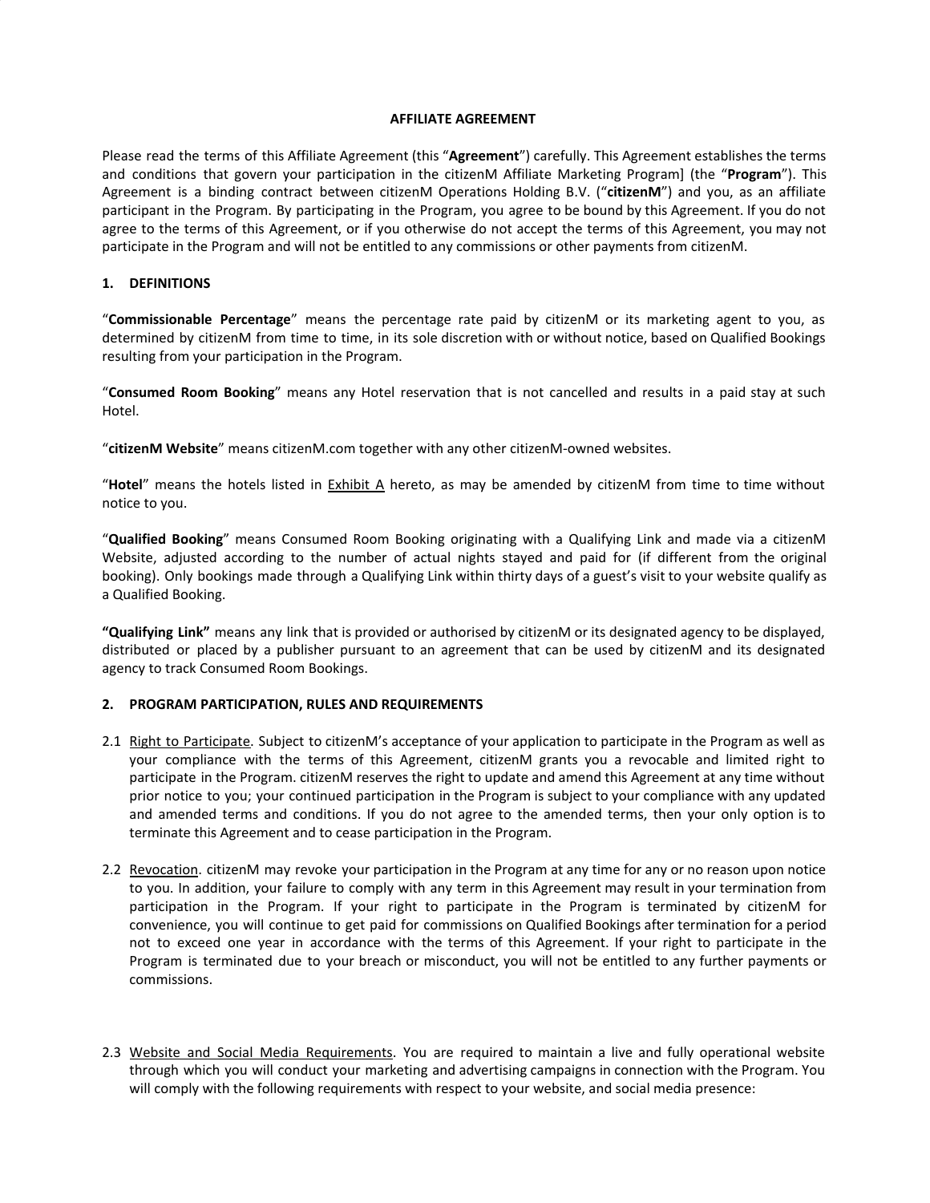# AFFILIATE AGREEMENT

Please read the terms of this Affiliate Agreement (this "**Agreement**") carefully. This Agreement establishes the terms and conditions that govern your participation in the citizenM Affiliate Marketing Program] (the "**Program**"). This Agreement is a binding contract between citizenM Operations Holding B.V. ("**citizenM**") and you, as an affiliate participant in the Program. By participating in the Program, you agree to be bound by this Agreement. If you do not agree to the terms of this Agreement, or if you otherwise do not accept the terms of this Agreement, you may not participate in the Program and will not be entitled to any commissions or other payments from citizenM.

## 1. DEFINITIONS

"**Commissionable Percentage**" means the percentage rate paid by citizenM or its marketing agent to you, as determined by citizenM from time to time, in its sole discretion with or without notice, based on Qualified Bookings resulting from your participation in the Program.

"**Consumed Room Booking**" means any Hotel reservation that is not cancelled and results in a paid stay at such Hotel.

"**citizenM Website**" means citizenM.com together with any other citizenM-owned websites.

"**Hotel**" means the hotels listed in <u>Exhibit A</u> hereto, as may be amended by citizenM from time to time without notice to you.

"**Qualified Booking**" means Consumed Room Booking originating with a Qualifying Link and made via a citizenM Website, adjusted according to the number of actual nights stayed and paid for (if different from the original booking). Only bookings made through a Qualifying Link within thirty days of a guest's visit to your website qualify as a Qualified Booking.

**"Qualifying Link"** means any link that is provided or authorised by citizenM or its designated agency to be displayed, distributed or placed by a publisher pursuant to an agreement that can be used by citizenM and its designated agency to track Consumed Room Bookings.

## 2. PROGRAM PARTICIPATION, RULES AND REQUIREMENTS

2.1 <u>Right to Participate</u>. Subject to citizenM's acceptance of your application to participate in the Program as well as your compliance with the terms of this Agreement, citizenM grants you a revocable and limited right to participate in the Program. citizenM reserves the right to update and amend this Agreement at any time without prior notice to you; your continued participation in the Program is subject to your compliance with any updated and amended terms and conditions. If you do not agree to the amended terms, then your only option is to terminate this Agreement and to cease participation in the Program.

2.2 <u>Revocation</u>. citizenM may revoke your participation in the Program at any time for any or no reason upon notice to you. In addition, your failure to comply with any term in this Agreement may result in your termination from participation in the Program. If your right to participate in the Program is terminated by citizenM for convenience, you will continue to get paid for commissions on Qualified Bookings after termination for a period not to exceed one year in accordance with the terms of this Agreement. If your right to participate in the Program is terminated due to your breach or misconduct, you will not be entitled to any further payments or commissions.

2.3 <u>Website and Social Media Requirements</u>. You are required to maintain a live and fully operational website through which you will conduct your marketing and advertising campaigns in connection with the Program. You will comply with the following requirements with respect to your website, and social media presence: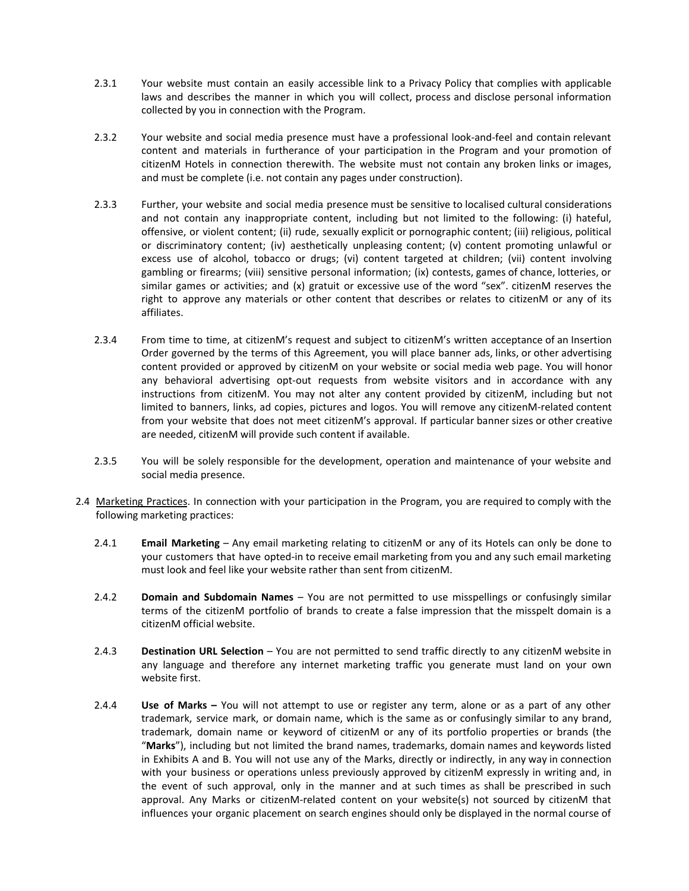2.3.1 Your website must contain an easily accessible link to a Privacy Policy that complies with applicable laws and describes the manner in which you will collect, process and disclose personal information collected by you in connection with the Program.

2.3.2 Your website and social media presence must have a professional look-and-feel and contain relevant content and materials in furtherance of your participation in the Program and your promotion of citizenM Hotels in connection therewith. The website must not contain any broken links or images, and must be complete (i.e. not contain any pages under construction).

2.3.3 Further, your website and social media presence must be sensitive to localised cultural considerations and not contain any inappropriate content, including but not limited to the following: (i) hateful, offensive, or violent content; (ii) rude, sexually explicit or pornographic content; (iii) religious, political or discriminatory content; (iv) aesthetically unpleasing content; (v) content promoting unlawful or excess use of alcohol, tobacco or drugs; (vi) content targeted at children; (vii) content involving gambling or firearms; (viii) sensitive personal information; (ix) contests, games of chance, lotteries, or similar games or activities; and (x) gratuit or excessive use of the word "sex". citizenM reserves the right to approve any materials or other content that describes or relates to citizenM or any of its affiliates.

2.3.4 From time to time, at citizenM's request and subject to citizenM's written acceptance of an Insertion Order governed by the terms of this Agreement, you will place banner ads, links, or other advertising content provided or approved by citizenM on your website or social media web page. You will honor any behavioral advertising opt-out requests from website visitors and in accordance with any instructions from citizenM. You may not alter any content provided by citizenM, including but not limited to banners, links, ad copies, pictures and logos. You will remove any citizenM-related content from your website that does not meet citizenM's approval. If particular banner sizes or other creative are needed, citizenM will provide such content if available.

2.3.5 You will be solely responsible for the development, operation and maintenance of your website and social media presence.

2.4 Marketing Practices. In connection with your participation in the Program, you are required to comply with the following marketing practices:

2.4.1 **Email Marketing** – Any email marketing relating to citizenM or any of its Hotels can only be done to your customers that have opted-in to receive email marketing from you and any such email marketing must look and feel like your website rather than sent from citizenM.

2.4.2 **Domain and Subdomain Names** – You are not permitted to use misspellings or confusingly similar terms of the citizenM portfolio of brands to create a false impression that the misspelt domain is a citizenM official website.

2.4.3 **Destination URL Selection** – You are not permitted to send traffic directly to any citizenM website in any language and therefore any internet marketing traffic you generate must land on your own website first.

2.4.4 **Use of Marks –** You will not attempt to use or register any term, alone or as a part of any other trademark, service mark, or domain name, which is the same as or confusingly similar to any brand, trademark, domain name or keyword of citizenM or any of its portfolio properties or brands (the "**Marks**"), including but not limited the brand names, trademarks, domain names and keywords listed in Exhibits A and B. You will not use any of the Marks, directly or indirectly, in any way in connection with your business or operations unless previously approved by citizenM expressly in writing and, in the event of such approval, only in the manner and at such times as shall be prescribed in such approval. Any Marks or citizenM-related content on your website(s) not sourced by citizenM that influences your organic placement on search engines should only be displayed in the normal course of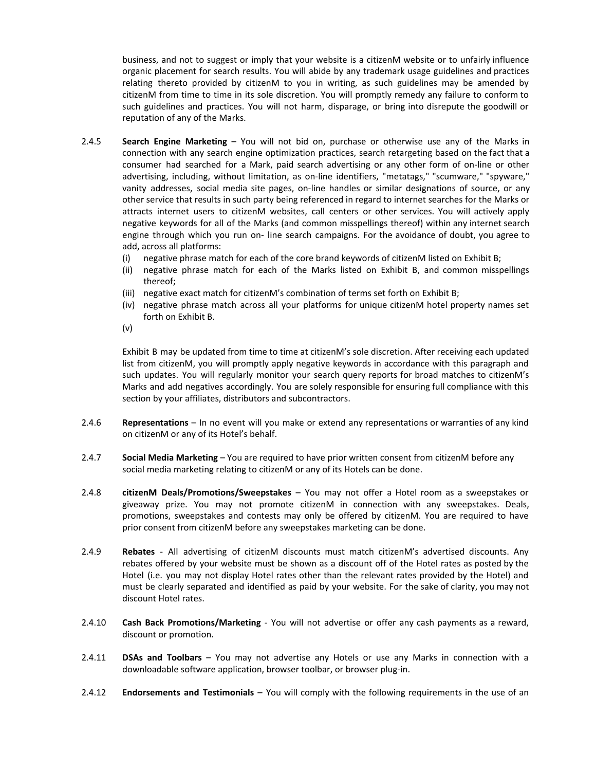business, and not to suggest or imply that your website is a citizenM website or to unfairly influence organic placement for search results. You will abide by any trademark usage guidelines and practices relating thereto provided by citizenM to you in writing, as such guidelines may be amended by citizenM from time to time in its sole discretion. You will promptly remedy any failure to conform to such guidelines and practices. You will not harm, disparage, or bring into disrepute the goodwill or reputation of any of the Marks.

2.4.5 **Search Engine Marketing** – You will not bid on, purchase or otherwise use any of the Marks in connection with any search engine optimization practices, search retargeting based on the fact that a consumer had searched for a Mark, paid search advertising or any other form of on-line or other advertising, including, without limitation, as on-line identifiers, "metatags," "scumware," "spyware," vanity addresses, social media site pages, on-line handles or similar designations of source, or any other service that results in such party being referenced in regard to internet searches for the Marks or attracts internet users to citizenM websites, call centers or other services. You will actively apply negative keywords for all of the Marks (and common misspellings thereof) within any internet search engine through which you run on- line search campaigns. For the avoidance of doubt, you agree to add, across all platforms:

(i) negative phrase match for each of the core brand keywords of citizenM listed on Exhibit B;
(ii) negative phrase match for each of the Marks listed on Exhibit B, and common misspellings thereof;
(iii) negative exact match for citizenM's combination of terms set forth on Exhibit B;
(iv) negative phrase match across all your platforms for unique citizenM hotel property names set forth on Exhibit B.
(v)

Exhibit B may be updated from time to time at citizenM's sole discretion. After receiving each updated list from citizenM, you will promptly apply negative keywords in accordance with this paragraph and such updates. You will regularly monitor your search query reports for broad matches to citizenM's Marks and add negatives accordingly. You are solely responsible for ensuring full compliance with this section by your affiliates, distributors and subcontractors.

2.4.6 **Representations** – In no event will you make or extend any representations or warranties of any kind on citizenM or any of its Hotel's behalf.

2.4.7 **Social Media Marketing** – You are required to have prior written consent from citizenM before any social media marketing relating to citizenM or any of its Hotels can be done.

2.4.8 **citizenM Deals/Promotions/Sweepstakes** – You may not offer a Hotel room as a sweepstakes or giveaway prize. You may not promote citizenM in connection with any sweepstakes. Deals, promotions, sweepstakes and contests may only be offered by citizenM. You are required to have prior consent from citizenM before any sweepstakes marketing can be done.

2.4.9 **Rebates** - All advertising of citizenM discounts must match citizenM's advertised discounts. Any rebates offered by your website must be shown as a discount off of the Hotel rates as posted by the Hotel (i.e. you may not display Hotel rates other than the relevant rates provided by the Hotel) and must be clearly separated and identified as paid by your website. For the sake of clarity, you may not discount Hotel rates.

2.4.10 **Cash Back Promotions/Marketing** - You will not advertise or offer any cash payments as a reward, discount or promotion.

2.4.11 **DSAs and Toolbars** – You may not advertise any Hotels or use any Marks in connection with a downloadable software application, browser toolbar, or browser plug-in.

2.4.12 **Endorsements and Testimonials** – You will comply with the following requirements in the use of an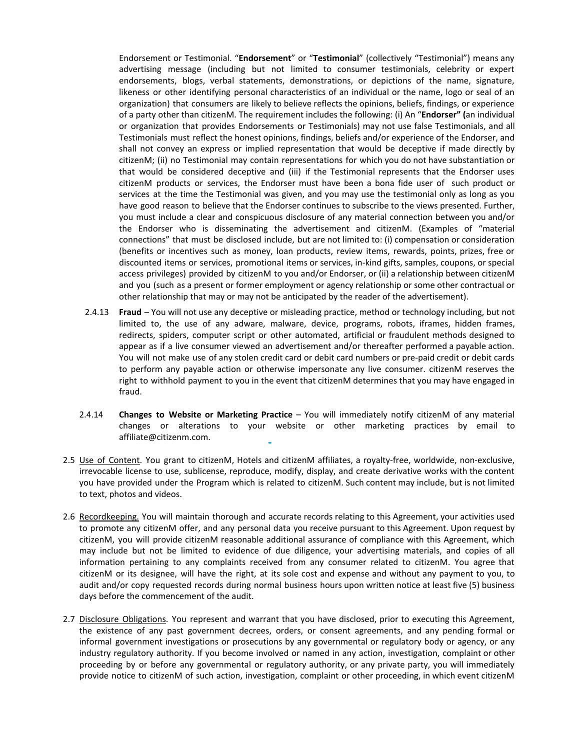Endorsement or Testimonial. "**Endorsement**" or "**Testimonial**" (collectively "Testimonial") means any advertising message (including but not limited to consumer testimonials, celebrity or expert endorsements, blogs, verbal statements, demonstrations, or depictions of the name, signature, likeness or other identifying personal characteristics of an individual or the name, logo or seal of an organization) that consumers are likely to believe reflects the opinions, beliefs, findings, or experience of a party other than citizenM. The requirement includes the following: (i) An "**Endorser" (**an individual or organization that provides Endorsements or Testimonials) may not use false Testimonials, and all Testimonials must reflect the honest opinions, findings, beliefs and/or experience of the Endorser, and shall not convey an express or implied representation that would be deceptive if made directly by citizenM; (ii) no Testimonial may contain representations for which you do not have substantiation or that would be considered deceptive and (iii) if the Testimonial represents that the Endorser uses citizenM products or services, the Endorser must have been a bona fide user of such product or services at the time the Testimonial was given, and you may use the testimonial only as long as you have good reason to believe that the Endorser continues to subscribe to the views presented. Further, you must include a clear and conspicuous disclosure of any material connection between you and/or the Endorser who is disseminating the advertisement and citizenM. (Examples of "material connections" that must be disclosed include, but are not limited to: (i) compensation or consideration (benefits or incentives such as money, loan products, review items, rewards, points, prizes, free or discounted items or services, promotional items or services, in-kind gifts, samples, coupons, or special access privileges) provided by citizenM to you and/or Endorser, or (ii) a relationship between citizenM and you (such as a present or former employment or agency relationship or some other contractual or other relationship that may or may not be anticipated by the reader of the advertisement).

2.4.13 **Fraud** – You will not use any deceptive or misleading practice, method or technology including, but not limited to, the use of any adware, malware, device, programs, robots, iframes, hidden frames, redirects, spiders, computer script or other automated, artificial or fraudulent methods designed to appear as if a live consumer viewed an advertisement and/or thereafter performed a payable action. You will not make use of any stolen credit card or debit card numbers or pre-paid credit or debit cards to perform any payable action or otherwise impersonate any live consumer. citizenM reserves the right to withhold payment to you in the event that citizenM determines that you may have engaged in fraud.

2.4.14 **Changes to Website or Marketing Practice** – You will immediately notify citizenM of any material changes or alterations to your website or other marketing practices by email to affiliate@citizenm.com.

2.5 Use of Content. You grant to citizenM, Hotels and citizenM affiliates, a royalty-free, worldwide, non-exclusive, irrevocable license to use, sublicense, reproduce, modify, display, and create derivative works with the content you have provided under the Program which is related to citizenM. Such content may include, but is not limited to text, photos and videos.

2.6 Recordkeeping. You will maintain thorough and accurate records relating to this Agreement, your activities used to promote any citizenM offer, and any personal data you receive pursuant to this Agreement. Upon request by citizenM, you will provide citizenM reasonable additional assurance of compliance with this Agreement, which may include but not be limited to evidence of due diligence, your advertising materials, and copies of all information pertaining to any complaints received from any consumer related to citizenM. You agree that citizenM or its designee, will have the right, at its sole cost and expense and without any payment to you, to audit and/or copy requested records during normal business hours upon written notice at least five (5) business days before the commencement of the audit.

2.7 Disclosure Obligations. You represent and warrant that you have disclosed, prior to executing this Agreement, the existence of any past government decrees, orders, or consent agreements, and any pending formal or informal government investigations or prosecutions by any governmental or regulatory body or agency, or any industry regulatory authority. If you become involved or named in any action, investigation, complaint or other proceeding by or before any governmental or regulatory authority, or any private party, you will immediately provide notice to citizenM of such action, investigation, complaint or other proceeding, in which event citizenM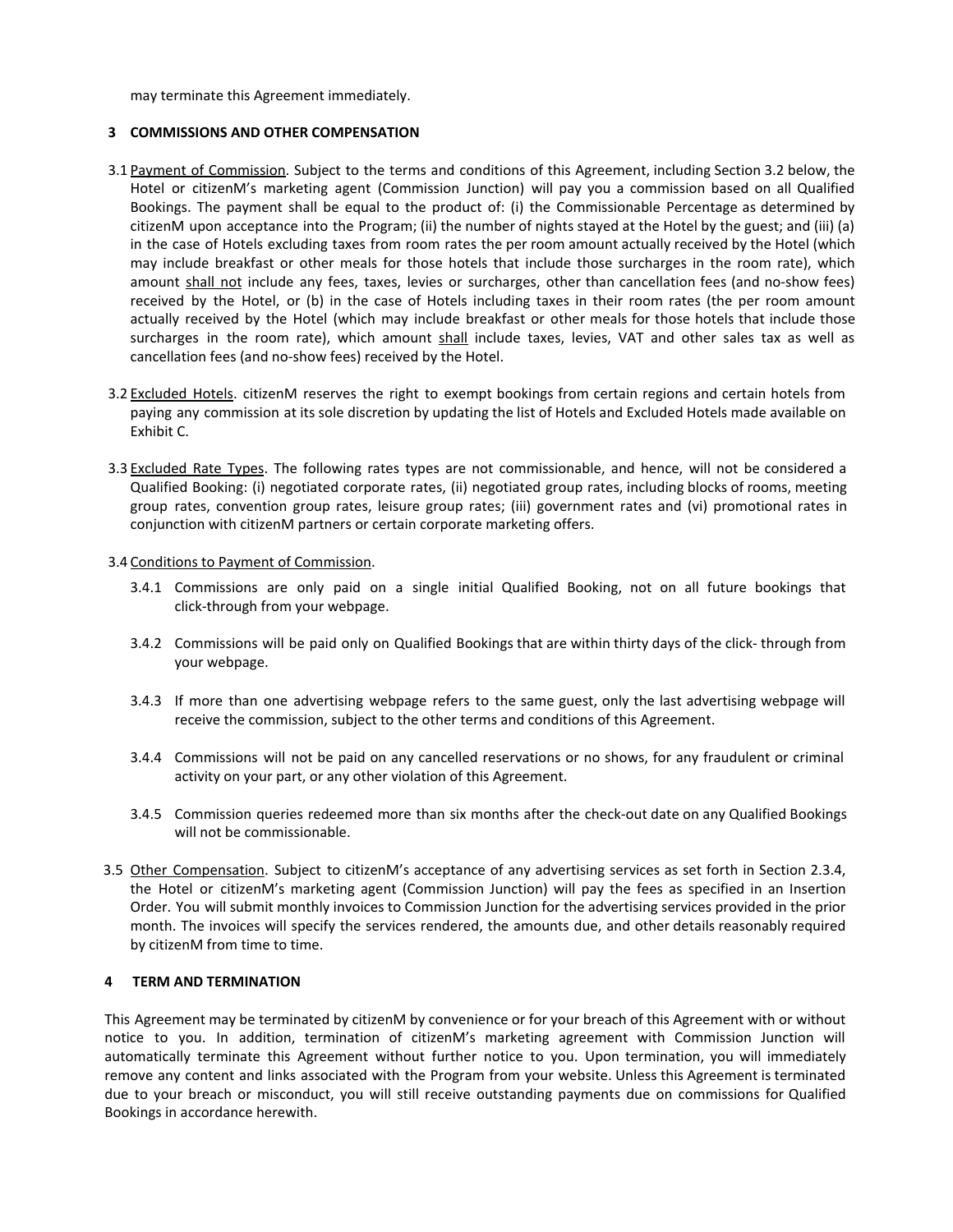may terminate this Agreement immediately.

## 3 COMMISSIONS AND OTHER COMPENSATION

3.1 Payment of Commission. Subject to the terms and conditions of this Agreement, including Section 3.2 below, the Hotel or citizenM's marketing agent (Commission Junction) will pay you a commission based on all Qualified Bookings. The payment shall be equal to the product of: (i) the Commissionable Percentage as determined by citizenM upon acceptance into the Program; (ii) the number of nights stayed at the Hotel by the guest; and (iii) (a) in the case of Hotels excluding taxes from room rates the per room amount actually received by the Hotel (which may include breakfast or other meals for those hotels that include those surcharges in the room rate), which amount shall not include any fees, taxes, levies or surcharges, other than cancellation fees (and no-show fees) received by the Hotel, or (b) in the case of Hotels including taxes in their room rates (the per room amount actually received by the Hotel (which may include breakfast or other meals for those hotels that include those surcharges in the room rate), which amount shall include taxes, levies, VAT and other sales tax as well as cancellation fees (and no-show fees) received by the Hotel.

3.2 Excluded Hotels. citizenM reserves the right to exempt bookings from certain regions and certain hotels from paying any commission at its sole discretion by updating the list of Hotels and Excluded Hotels made available on Exhibit C.

3.3 Excluded Rate Types. The following rates types are not commissionable, and hence, will not be considered a Qualified Booking: (i) negotiated corporate rates, (ii) negotiated group rates, including blocks of rooms, meeting group rates, convention group rates, leisure group rates; (iii) government rates and (vi) promotional rates in conjunction with citizenM partners or certain corporate marketing offers.

3.4 Conditions to Payment of Commission.

3.4.1 Commissions are only paid on a single initial Qualified Booking, not on all future bookings that click-through from your webpage.

3.4.2 Commissions will be paid only on Qualified Bookings that are within thirty days of the click- through from your webpage.

3.4.3 If more than one advertising webpage refers to the same guest, only the last advertising webpage will receive the commission, subject to the other terms and conditions of this Agreement.

3.4.4 Commissions will not be paid on any cancelled reservations or no shows, for any fraudulent or criminal activity on your part, or any other violation of this Agreement.

3.4.5 Commission queries redeemed more than six months after the check-out date on any Qualified Bookings will not be commissionable.

3.5 Other Compensation. Subject to citizenM's acceptance of any advertising services as set forth in Section 2.3.4, the Hotel or citizenM's marketing agent (Commission Junction) will pay the fees as specified in an Insertion Order. You will submit monthly invoices to Commission Junction for the advertising services provided in the prior month. The invoices will specify the services rendered, the amounts due, and other details reasonably required by citizenM from time to time.

## 4 TERM AND TERMINATION

This Agreement may be terminated by citizenM by convenience or for your breach of this Agreement with or without notice to you. In addition, termination of citizenM's marketing agreement with Commission Junction will automatically terminate this Agreement without further notice to you. Upon termination, you will immediately remove any content and links associated with the Program from your website. Unless this Agreement is terminated due to your breach or misconduct, you will still receive outstanding payments due on commissions for Qualified Bookings in accordance herewith.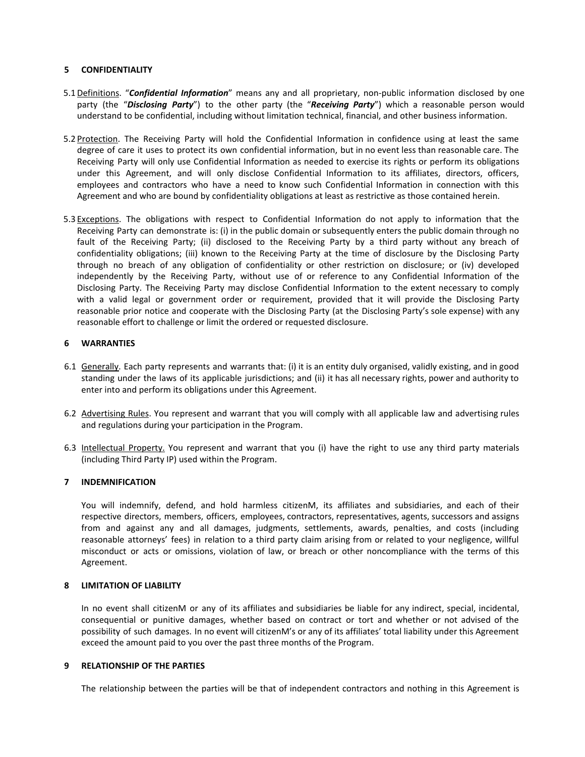## 5 CONFIDENTIALITY

5.1 Definitions. "***Confidential Information***" means any and all proprietary, non-public information disclosed by one party (the "***Disclosing Party***") to the other party (the "***Receiving Party***") which a reasonable person would understand to be confidential, including without limitation technical, financial, and other business information.

5.2 Protection. The Receiving Party will hold the Confidential Information in confidence using at least the same degree of care it uses to protect its own confidential information, but in no event less than reasonable care. The Receiving Party will only use Confidential Information as needed to exercise its rights or perform its obligations under this Agreement, and will only disclose Confidential Information to its affiliates, directors, officers, employees and contractors who have a need to know such Confidential Information in connection with this Agreement and who are bound by confidentiality obligations at least as restrictive as those contained herein.

5.3 Exceptions. The obligations with respect to Confidential Information do not apply to information that the Receiving Party can demonstrate is: (i) in the public domain or subsequently enters the public domain through no fault of the Receiving Party; (ii) disclosed to the Receiving Party by a third party without any breach of confidentiality obligations; (iii) known to the Receiving Party at the time of disclosure by the Disclosing Party through no breach of any obligation of confidentiality or other restriction on disclosure; or (iv) developed independently by the Receiving Party, without use of or reference to any Confidential Information of the Disclosing Party. The Receiving Party may disclose Confidential Information to the extent necessary to comply with a valid legal or government order or requirement, provided that it will provide the Disclosing Party reasonable prior notice and cooperate with the Disclosing Party (at the Disclosing Party's sole expense) with any reasonable effort to challenge or limit the ordered or requested disclosure.

## 6 WARRANTIES

6.1 Generally. Each party represents and warrants that: (i) it is an entity duly organised, validly existing, and in good standing under the laws of its applicable jurisdictions; and (ii) it has all necessary rights, power and authority to enter into and perform its obligations under this Agreement.

6.2 Advertising Rules. You represent and warrant that you will comply with all applicable law and advertising rules and regulations during your participation in the Program.

6.3 Intellectual Property. You represent and warrant that you (i) have the right to use any third party materials (including Third Party IP) used within the Program.

## 7 INDEMNIFICATION

You will indemnify, defend, and hold harmless citizenM, its affiliates and subsidiaries, and each of their respective directors, members, officers, employees, contractors, representatives, agents, successors and assigns from and against any and all damages, judgments, settlements, awards, penalties, and costs (including reasonable attorneys' fees) in relation to a third party claim arising from or related to your negligence, willful misconduct or acts or omissions, violation of law, or breach or other noncompliance with the terms of this Agreement.

## 8 LIMITATION OF LIABILITY

In no event shall citizenM or any of its affiliates and subsidiaries be liable for any indirect, special, incidental, consequential or punitive damages, whether based on contract or tort and whether or not advised of the possibility of such damages. In no event will citizenM's or any of its affiliates' total liability under this Agreement exceed the amount paid to you over the past three months of the Program.

## 9 RELATIONSHIP OF THE PARTIES

The relationship between the parties will be that of independent contractors and nothing in this Agreement is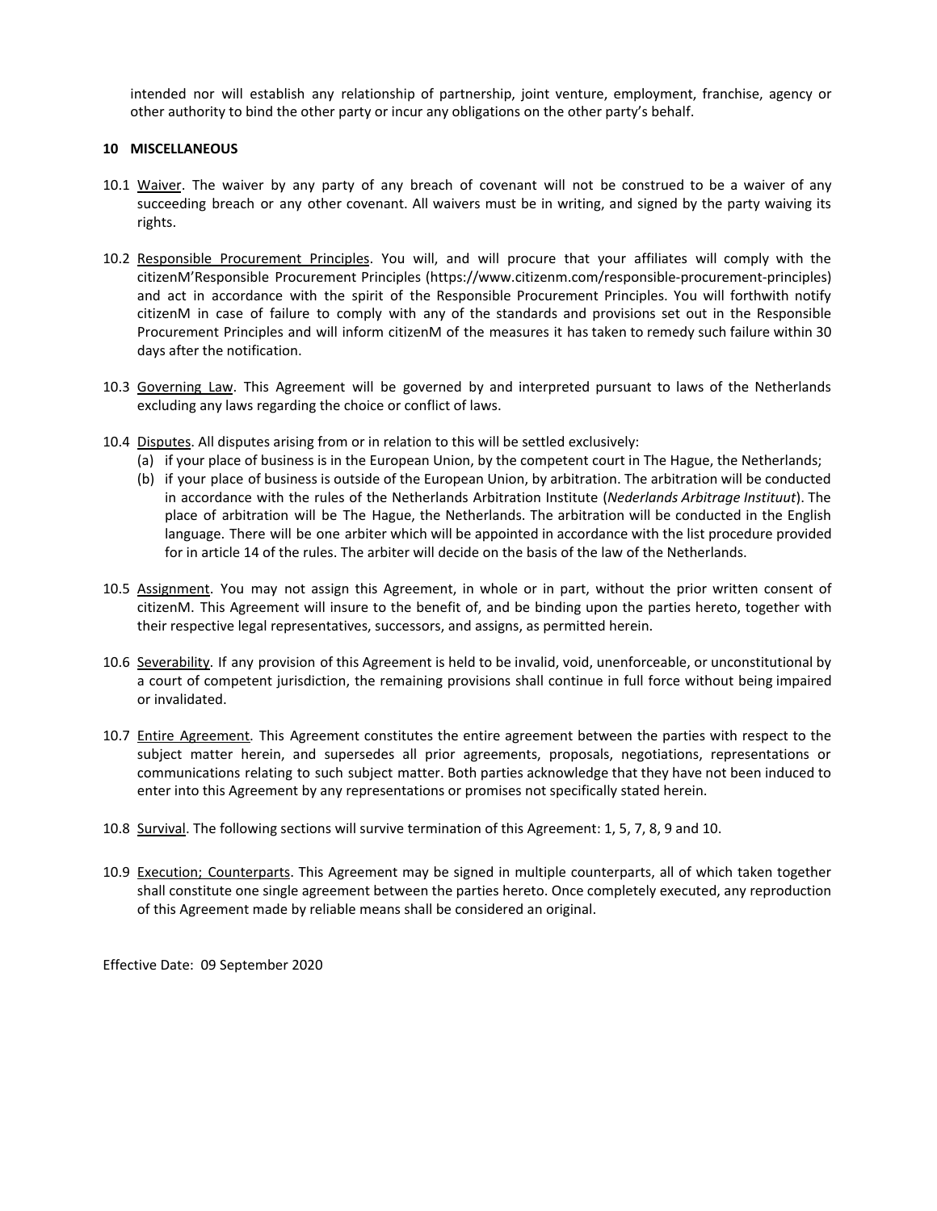intended nor will establish any relationship of partnership, joint venture, employment, franchise, agency or other authority to bind the other party or incur any obligations on the other party's behalf.

## 10 MISCELLANEOUS

10.1 Waiver. The waiver by any party of any breach of covenant will not be construed to be a waiver of any succeeding breach or any other covenant. All waivers must be in writing, and signed by the party waiving its rights.

10.2 Responsible Procurement Principles. You will, and will procure that your affiliates will comply with the citizenM'Responsible Procurement Principles (https://www.citizenm.com/responsible-procurement-principles) and act in accordance with the spirit of the Responsible Procurement Principles. You will forthwith notify citizenM in case of failure to comply with any of the standards and provisions set out in the Responsible Procurement Principles and will inform citizenM of the measures it has taken to remedy such failure within 30 days after the notification.

10.3 Governing Law. This Agreement will be governed by and interpreted pursuant to laws of the Netherlands excluding any laws regarding the choice or conflict of laws.

10.4 Disputes. All disputes arising from or in relation to this will be settled exclusively:

(a) if your place of business is in the European Union, by the competent court in The Hague, the Netherlands;

(b) if your place of business is outside of the European Union, by arbitration. The arbitration will be conducted in accordance with the rules of the Netherlands Arbitration Institute (*Nederlands Arbitrage Instituut*). The place of arbitration will be The Hague, the Netherlands. The arbitration will be conducted in the English language. There will be one arbiter which will be appointed in accordance with the list procedure provided for in article 14 of the rules. The arbiter will decide on the basis of the law of the Netherlands.

10.5 Assignment. You may not assign this Agreement, in whole or in part, without the prior written consent of citizenM. This Agreement will insure to the benefit of, and be binding upon the parties hereto, together with their respective legal representatives, successors, and assigns, as permitted herein.

10.6 Severability. If any provision of this Agreement is held to be invalid, void, unenforceable, or unconstitutional by a court of competent jurisdiction, the remaining provisions shall continue in full force without being impaired or invalidated.

10.7 Entire Agreement. This Agreement constitutes the entire agreement between the parties with respect to the subject matter herein, and supersedes all prior agreements, proposals, negotiations, representations or communications relating to such subject matter. Both parties acknowledge that they have not been induced to enter into this Agreement by any representations or promises not specifically stated herein.

10.8 Survival. The following sections will survive termination of this Agreement: 1, 5, 7, 8, 9 and 10.

10.9 Execution; Counterparts. This Agreement may be signed in multiple counterparts, all of which taken together shall constitute one single agreement between the parties hereto. Once completely executed, any reproduction of this Agreement made by reliable means shall be considered an original.

Effective Date: 09 September 2020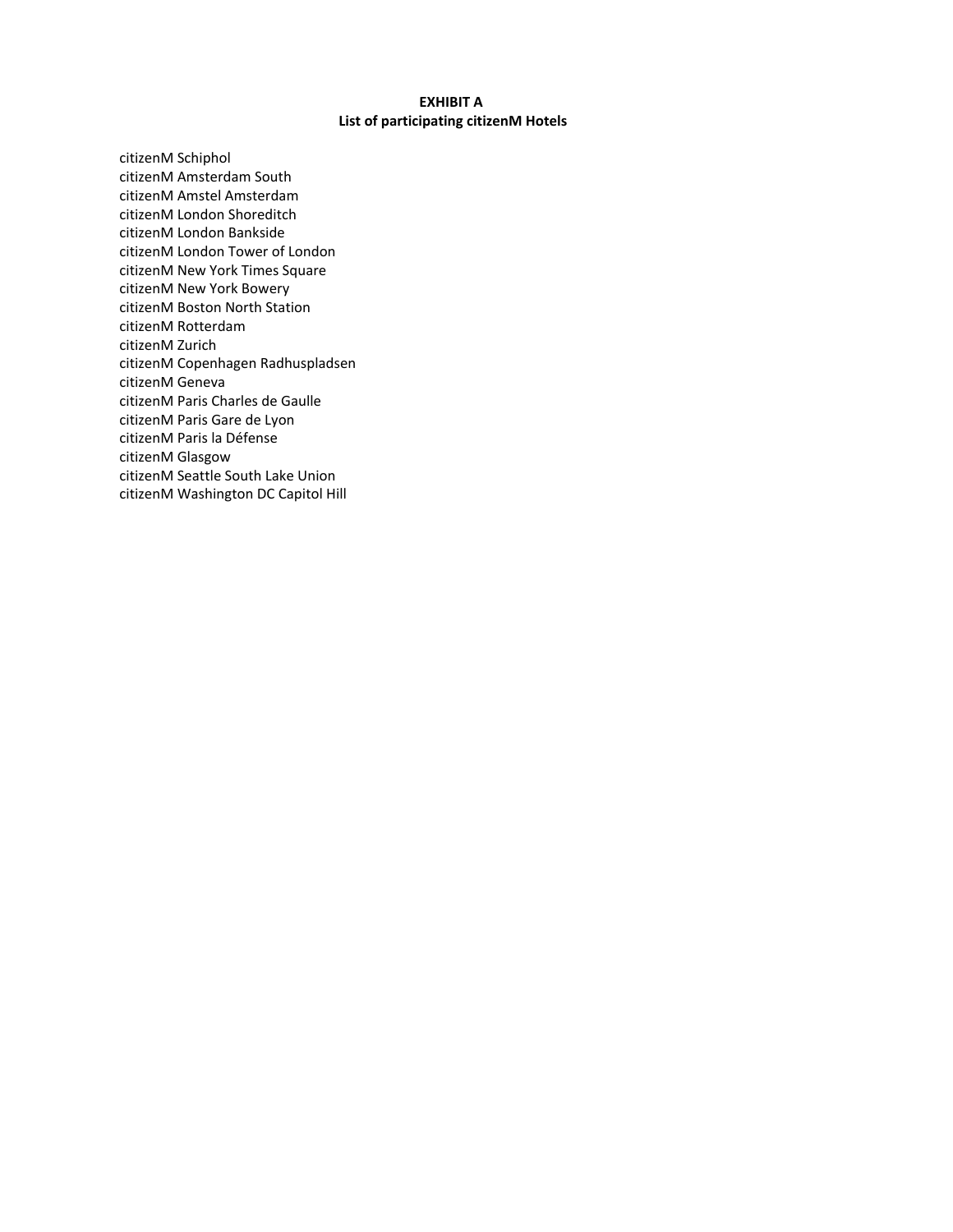**EXHIBIT A**
**List of participating citizenM Hotels**

citizenM Schiphol
citizenM Amsterdam South
citizenM Amstel Amsterdam
citizenM London Shoreditch
citizenM London Bankside
citizenM London Tower of London
citizenM New York Times Square
citizenM New York Bowery
citizenM Boston North Station
citizenM Rotterdam
citizenM Zurich
citizenM Copenhagen Radhuspladsen
citizenM Geneva
citizenM Paris Charles de Gaulle
citizenM Paris Gare de Lyon
citizenM Paris la Défense
citizenM Glasgow
citizenM Seattle South Lake Union
citizenM Washington DC Capitol Hill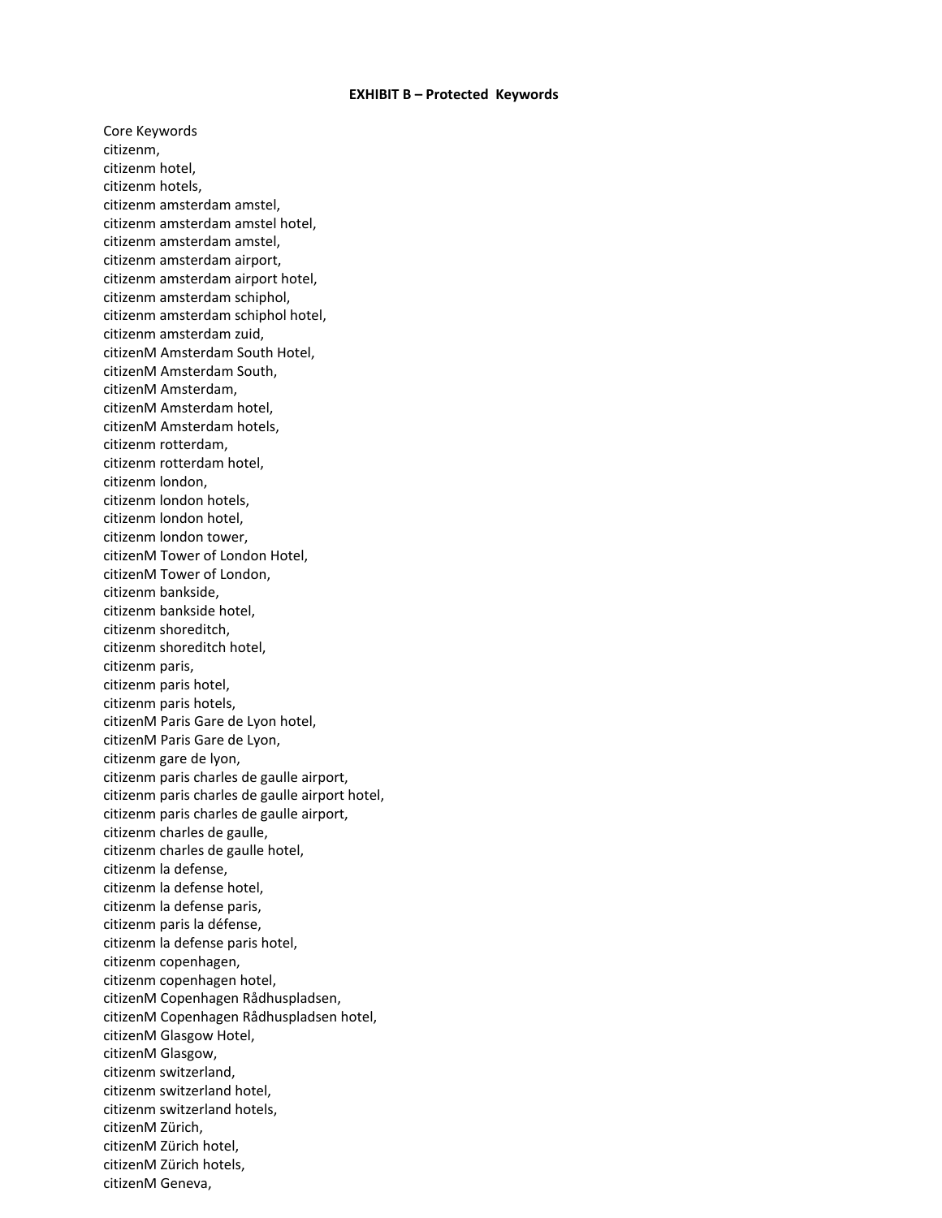**EXHIBIT B – Protected Keywords**

Core Keywords
citizenm,
citizenm hotel,
citizenm hotels,
citizenm amsterdam amstel,
citizenm amsterdam amstel hotel,
citizenm amsterdam amstel,
citizenm amsterdam airport,
citizenm amsterdam airport hotel,
citizenm amsterdam schiphol,
citizenm amsterdam schiphol hotel,
citizenm amsterdam zuid,
citizenM Amsterdam South Hotel,
citizenM Amsterdam South,
citizenM Amsterdam,
citizenM Amsterdam hotel,
citizenM Amsterdam hotels,
citizenm rotterdam,
citizenm rotterdam hotel,
citizenm london,
citizenm london hotels,
citizenm london hotel,
citizenm london tower,
citizenM Tower of London Hotel,
citizenM Tower of London,
citizenm bankside,
citizenm bankside hotel,
citizenm shoreditch,
citizenm shoreditch hotel,
citizenm paris,
citizenm paris hotel,
citizenm paris hotels,
citizenM Paris Gare de Lyon hotel,
citizenM Paris Gare de Lyon,
citizenm gare de lyon,
citizenm paris charles de gaulle airport,
citizenm paris charles de gaulle airport hotel,
citizenm paris charles de gaulle airport,
citizenm charles de gaulle,
citizenm charles de gaulle hotel,
citizenm la defense,
citizenm la defense hotel,
citizenm la defense paris,
citizenm paris la défense,
citizenm la defense paris hotel,
citizenm copenhagen,
citizenm copenhagen hotel,
citizenM Copenhagen Rådhuspladsen,
citizenM Copenhagen Rådhuspladsen hotel,
citizenM Glasgow Hotel,
citizenM Glasgow,
citizenm switzerland,
citizenm switzerland hotel,
citizenm switzerland hotels,
citizenM Zürich,
citizenM Zürich hotel,
citizenM Zürich hotels,
citizenM Geneva,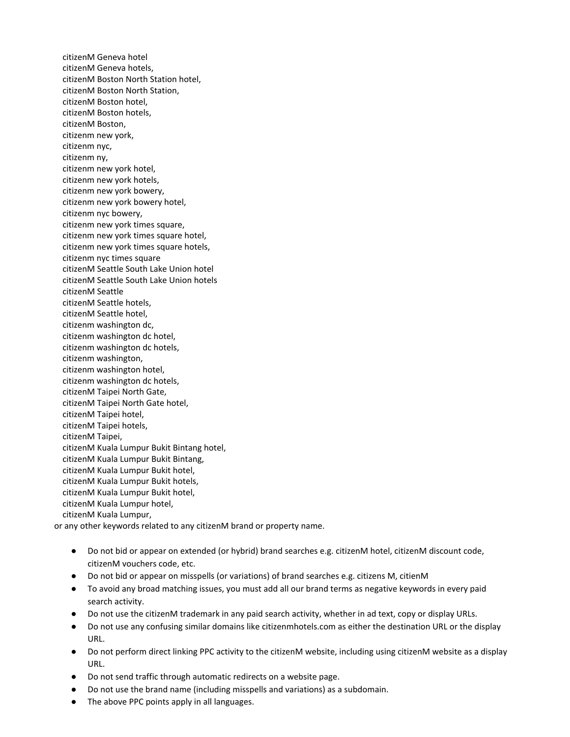citizenM Geneva hotel
citizenM Geneva hotels,
citizenM Boston North Station hotel,
citizenM Boston North Station,
citizenM Boston hotel,
citizenM Boston hotels,
citizenM Boston,
citizenm new york,
citizenm nyc,
citizenm ny,
citizenm new york hotel,
citizenm new york hotels,
citizenm new york bowery,
citizenm new york bowery hotel,
citizenm nyc bowery,
citizenm new york times square,
citizenm new york times square hotel,
citizenm new york times square hotels,
citizenm nyc times square
citizenM Seattle South Lake Union hotel
citizenM Seattle South Lake Union hotels
citizenM Seattle
citizenM Seattle hotels,
citizenM Seattle hotel,
citizenm washington dc,
citizenm washington dc hotel,
citizenm washington dc hotels,
citizenm washington,
citizenm washington hotel,
citizenm washington dc hotels,
citizenM Taipei North Gate,
citizenM Taipei North Gate hotel,
citizenM Taipei hotel,
citizenM Taipei hotels,
citizenM Taipei,
citizenM Kuala Lumpur Bukit Bintang hotel,
citizenM Kuala Lumpur Bukit Bintang,
citizenM Kuala Lumpur Bukit hotel,
citizenM Kuala Lumpur Bukit hotels,
citizenM Kuala Lumpur Bukit hotel,
citizenM Kuala Lumpur hotel,
citizenM Kuala Lumpur,

or any other keywords related to any citizenM brand or property name.

- Do not bid or appear on extended (or hybrid) brand searches e.g. citizenM hotel, citizenM discount code, citizenM vouchers code, etc.
- Do not bid or appear on misspells (or variations) of brand searches e.g. citizens M, citienM
- To avoid any broad matching issues, you must add all our brand terms as negative keywords in every paid search activity.
- Do not use the citizenM trademark in any paid search activity, whether in ad text, copy or display URLs.
- Do not use any confusing similar domains like citizenmhotels.com as either the destination URL or the display URL.
- Do not perform direct linking PPC activity to the citizenM website, including using citizenM website as a display URL.
- Do not send traffic through automatic redirects on a website page.
- Do not use the brand name (including misspells and variations) as a subdomain.
- The above PPC points apply in all languages.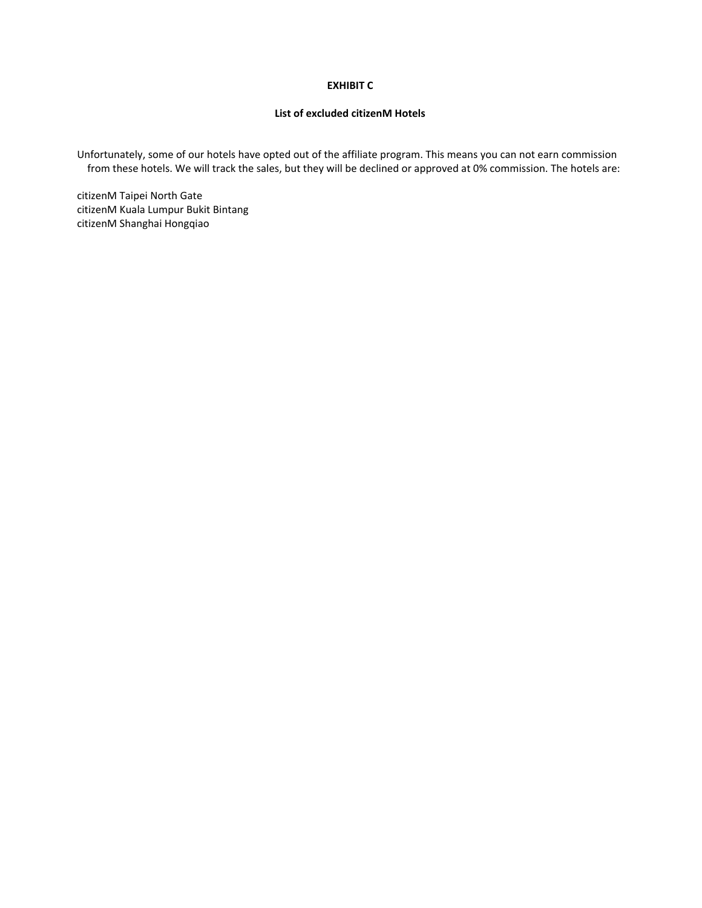**EXHIBIT C**

**List of excluded citizenM Hotels**

Unfortunately, some of our hotels have opted out of the affiliate program. This means you can not earn commission from these hotels. We will track the sales, but they will be declined or approved at 0% commission. The hotels are:

citizenM Taipei North Gate
citizenM Kuala Lumpur Bukit Bintang
citizenM Shanghai Hongqiao